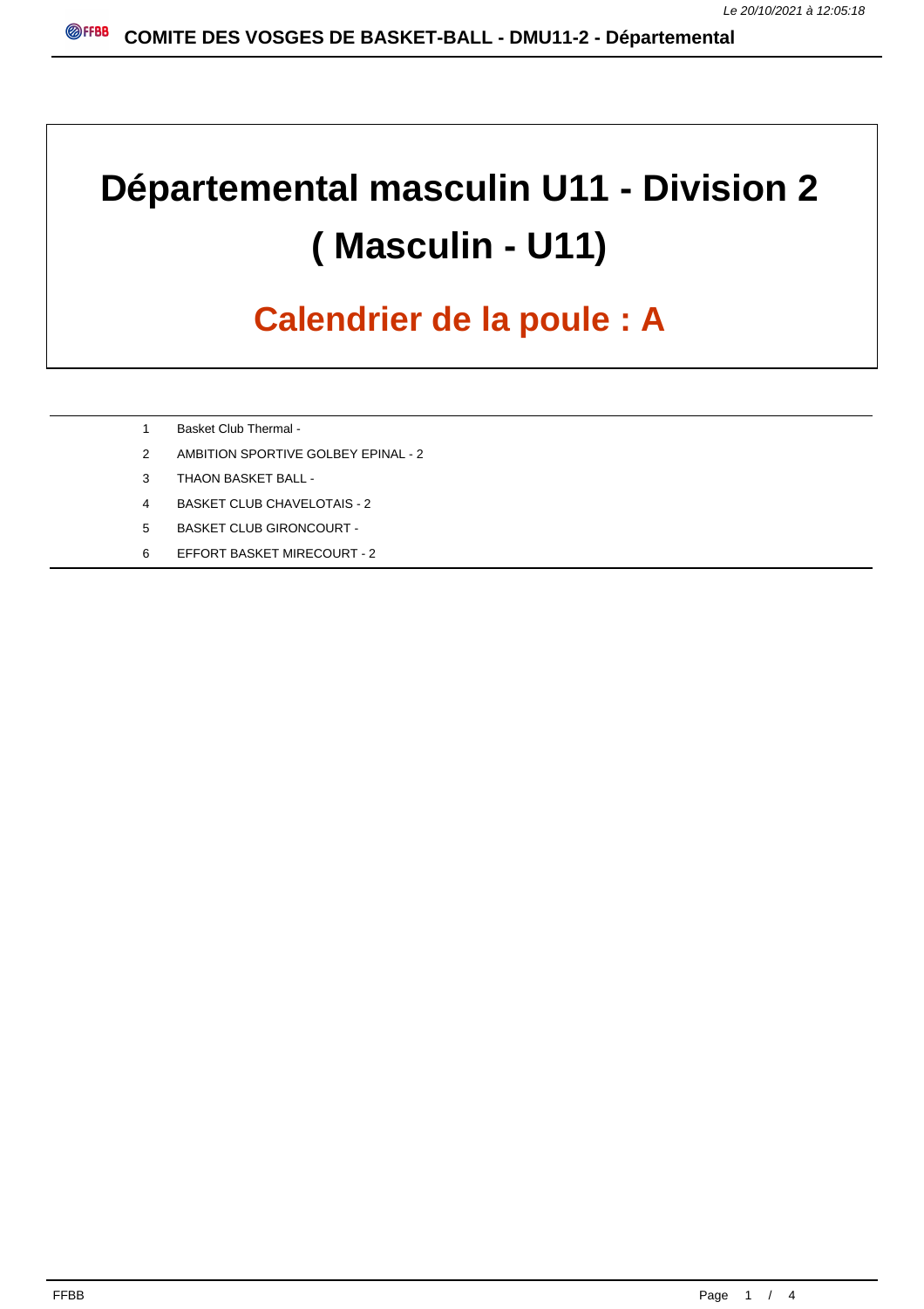# Départemental masculin U11 - Division 2

# ( Masculin - U11)

## Calendrier de la poule : A

| | |
|---|---|
| 1 | Basket Club Thermal - |
| 2 | AMBITION SPORTIVE GOLBEY EPINAL - 2 |
| 3 | THAON BASKET BALL - |
| 4 | BASKET CLUB CHAVELOTAIS - 2 |
| 5 | BASKET CLUB GIRONCOURT - |
| 6 | EFFORT BASKET MIRECOURT - 2 |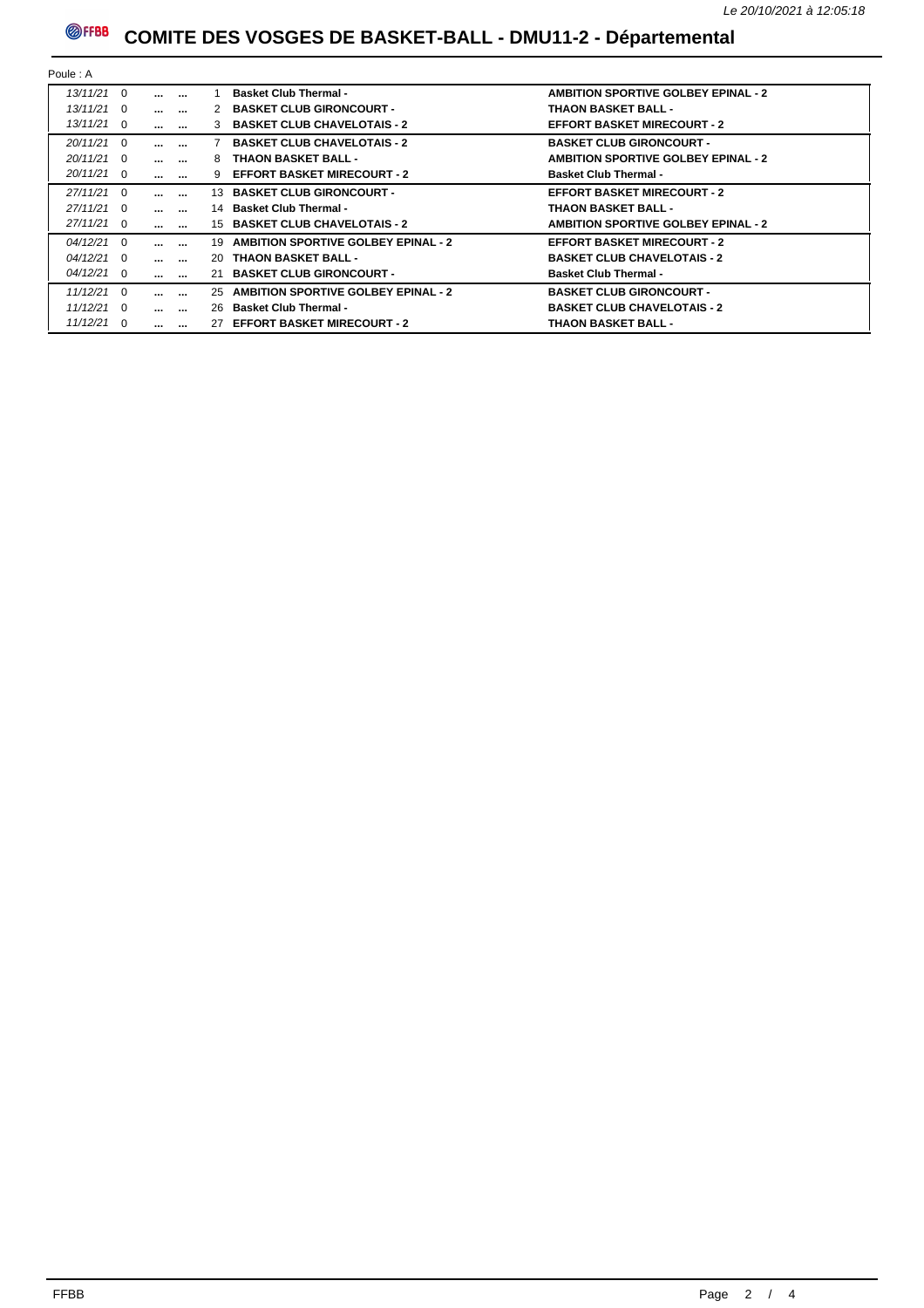Le 20/10/2021 à 12:05:18

# COMITE DES VOSGES DE BASKET-BALL - DMU11-2 - Départemental

Poule : A

| Date | | | | N° | Équipe 1 | Équipe 2 |
|---|---|---|---|---|---|---|
| 13/11/21 | 0 | ... | ... | 1 | **Basket Club Thermal -** | **AMBITION SPORTIVE GOLBEY EPINAL - 2** |
| 13/11/21 | 0 | ... | ... | 2 | **BASKET CLUB GIRONCOURT -** | **THAON BASKET BALL -** |
| 13/11/21 | 0 | ... | ... | 3 | **BASKET CLUB CHAVELOTAIS - 2** | **EFFORT BASKET MIRECOURT - 2** |
| 20/11/21 | 0 | ... | ... | 7 | **BASKET CLUB CHAVELOTAIS - 2** | **BASKET CLUB GIRONCOURT -** |
| 20/11/21 | 0 | ... | ... | 8 | **THAON BASKET BALL -** | **AMBITION SPORTIVE GOLBEY EPINAL - 2** |
| 20/11/21 | 0 | ... | ... | 9 | **EFFORT BASKET MIRECOURT - 2** | **Basket Club Thermal -** |
| 27/11/21 | 0 | ... | ... | 13 | **BASKET CLUB GIRONCOURT -** | **EFFORT BASKET MIRECOURT - 2** |
| 27/11/21 | 0 | ... | ... | 14 | **Basket Club Thermal -** | **THAON BASKET BALL -** |
| 27/11/21 | 0 | ... | ... | 15 | **BASKET CLUB CHAVELOTAIS - 2** | **AMBITION SPORTIVE GOLBEY EPINAL - 2** |
| 04/12/21 | 0 | ... | ... | 19 | **AMBITION SPORTIVE GOLBEY EPINAL - 2** | **EFFORT BASKET MIRECOURT - 2** |
| 04/12/21 | 0 | ... | ... | 20 | **THAON BASKET BALL -** | **BASKET CLUB CHAVELOTAIS - 2** |
| 04/12/21 | 0 | ... | ... | 21 | **BASKET CLUB GIRONCOURT -** | **Basket Club Thermal -** |
| 11/12/21 | 0 | ... | ... | 25 | **AMBITION SPORTIVE GOLBEY EPINAL - 2** | **BASKET CLUB GIRONCOURT -** |
| 11/12/21 | 0 | ... | ... | 26 | **Basket Club Thermal -** | **BASKET CLUB CHAVELOTAIS - 2** |
| 11/12/21 | 0 | ... | ... | 27 | **EFFORT BASKET MIRECOURT - 2** | **THAON BASKET BALL -** |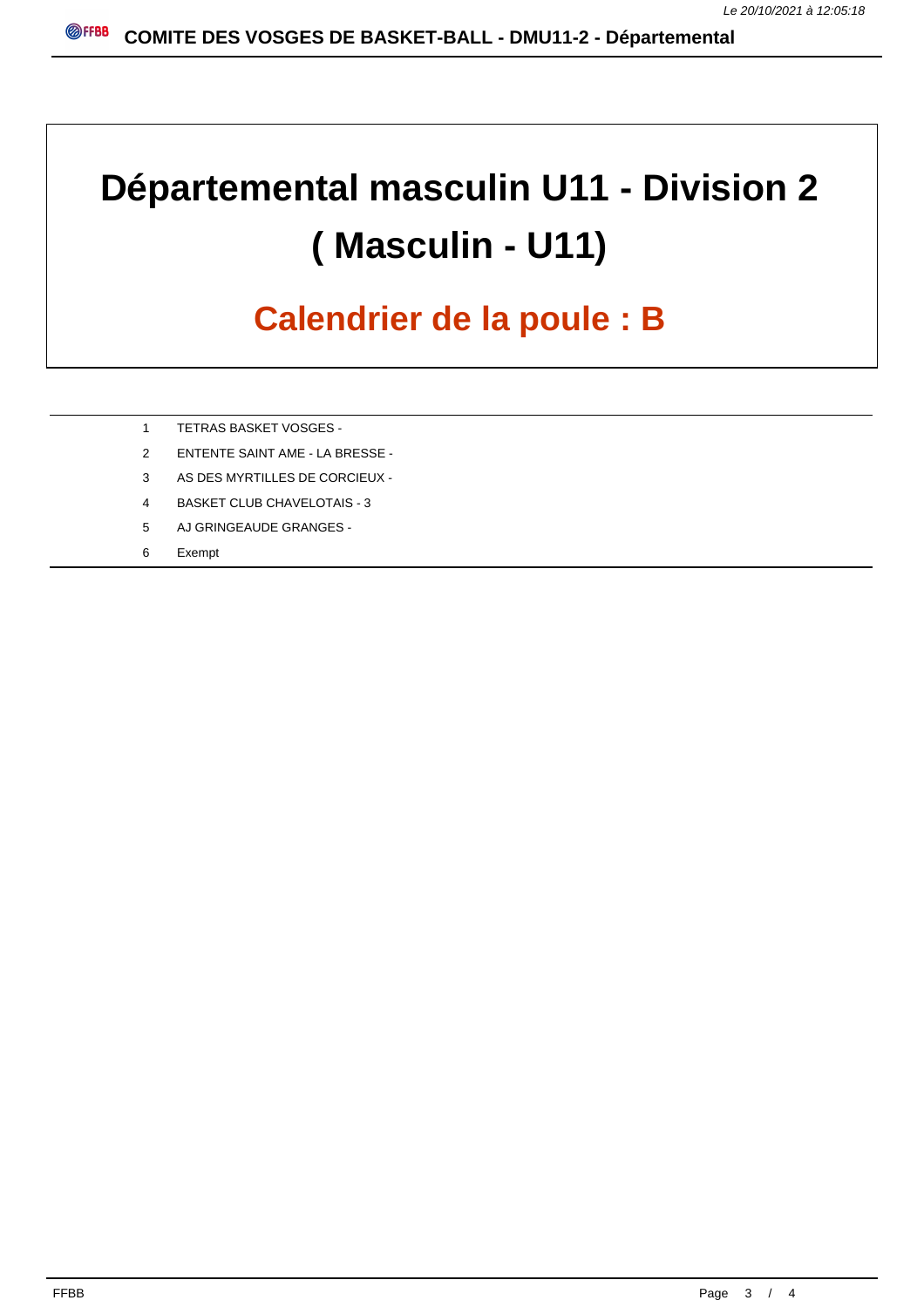# Départemental masculin U11 - Division 2

# ( Masculin - U11)

## Calendrier de la poule : B

| | |
|---|---|
| 1 | TETRAS BASKET VOSGES - |
| 2 | ENTENTE SAINT AME - LA BRESSE - |
| 3 | AS DES MYRTILLES DE CORCIEUX - |
| 4 | BASKET CLUB CHAVELOTAIS - 3 |
| 5 | AJ GRINGEAUDE GRANGES - |
| 6 | Exempt |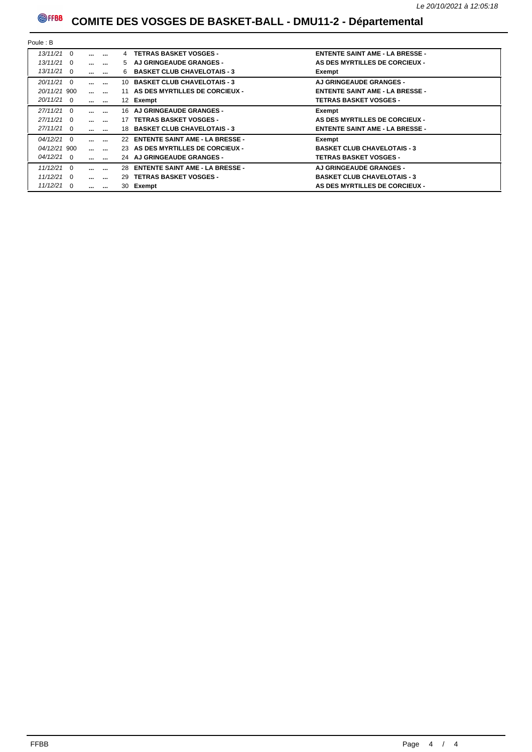*Le 20/10/2021 à 12:05:18*

# COMITE DES VOSGES DE BASKET-BALL - DMU11-2 - Départemental

Poule : B

| | | | | | | |
|---|---|---|---|---|---|---|
| *13/11/21* | 0 | ... | ... | 4 | **TETRAS BASKET VOSGES -** | **ENTENTE SAINT AME - LA BRESSE -** |
| *13/11/21* | 0 | ... | ... | 5 | **AJ GRINGEAUDE GRANGES -** | **AS DES MYRTILLES DE CORCIEUX -** |
| *13/11/21* | 0 | ... | ... | 6 | **BASKET CLUB CHAVELOTAIS - 3** | **Exempt** |
| *20/11/21* | 0 | ... | ... | 10 | **BASKET CLUB CHAVELOTAIS - 3** | **AJ GRINGEAUDE GRANGES -** |
| *20/11/21* | 900 | ... | ... | 11 | **AS DES MYRTILLES DE CORCIEUX -** | **ENTENTE SAINT AME - LA BRESSE -** |
| *20/11/21* | 0 | ... | ... | 12 | **Exempt** | **TETRAS BASKET VOSGES -** |
| *27/11/21* | 0 | ... | ... | 16 | **AJ GRINGEAUDE GRANGES -** | **Exempt** |
| *27/11/21* | 0 | ... | ... | 17 | **TETRAS BASKET VOSGES -** | **AS DES MYRTILLES DE CORCIEUX -** |
| *27/11/21* | 0 | ... | ... | 18 | **BASKET CLUB CHAVELOTAIS - 3** | **ENTENTE SAINT AME - LA BRESSE -** |
| *04/12/21* | 0 | ... | ... | 22 | **ENTENTE SAINT AME - LA BRESSE -** | **Exempt** |
| *04/12/21* | 900 | ... | ... | 23 | **AS DES MYRTILLES DE CORCIEUX -** | **BASKET CLUB CHAVELOTAIS - 3** |
| *04/12/21* | 0 | ... | ... | 24 | **AJ GRINGEAUDE GRANGES -** | **TETRAS BASKET VOSGES -** |
| *11/12/21* | 0 | ... | ... | 28 | **ENTENTE SAINT AME - LA BRESSE -** | **AJ GRINGEAUDE GRANGES -** |
| *11/12/21* | 0 | ... | ... | 29 | **TETRAS BASKET VOSGES -** | **BASKET CLUB CHAVELOTAIS - 3** |
| *11/12/21* | 0 | ... | ... | 30 | **Exempt** | **AS DES MYRTILLES DE CORCIEUX -** |